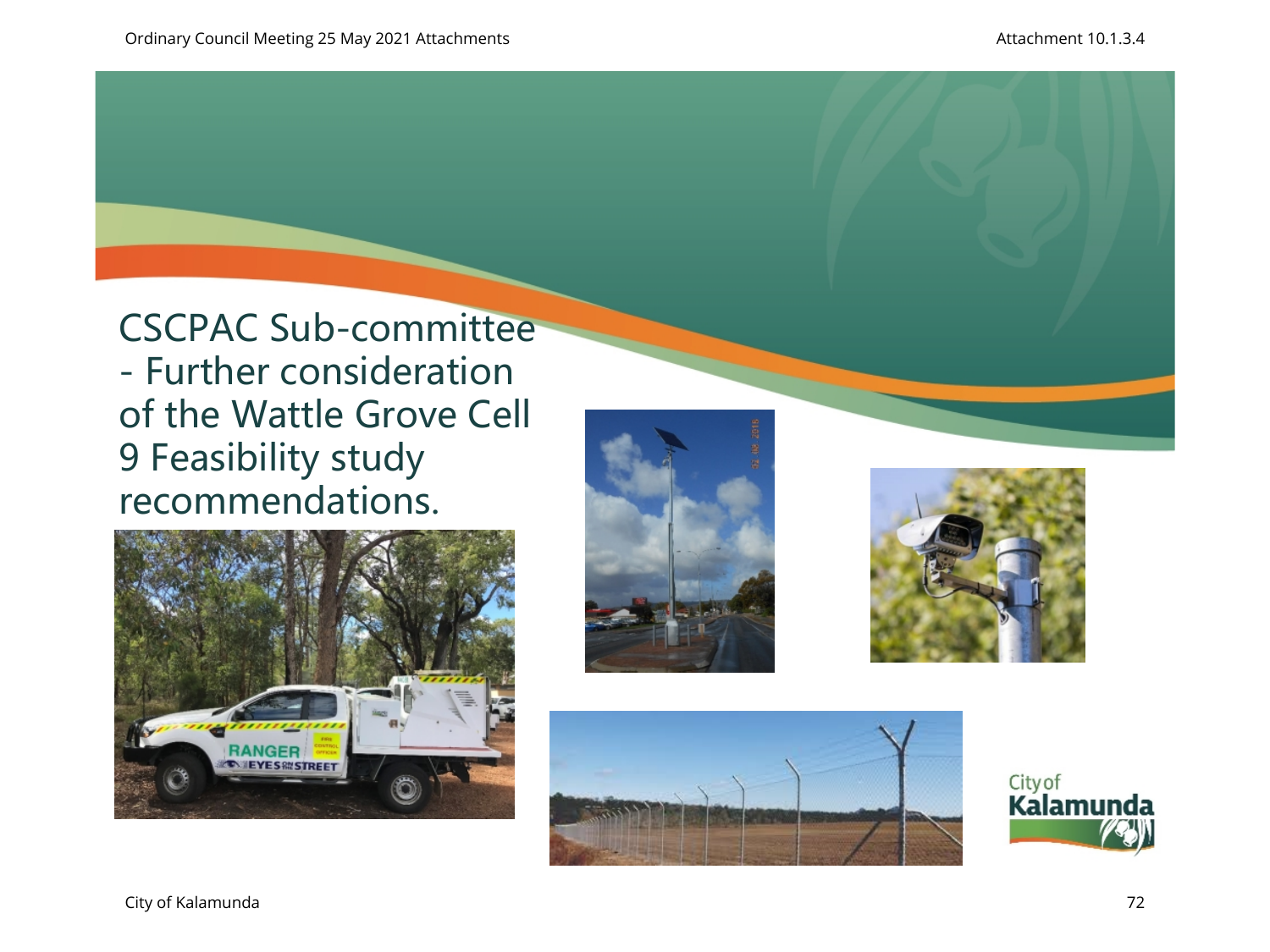# CSCPAC Sub-committee - Further consideration of the Wattle Grove Cell 9 Feasibility study recommendations.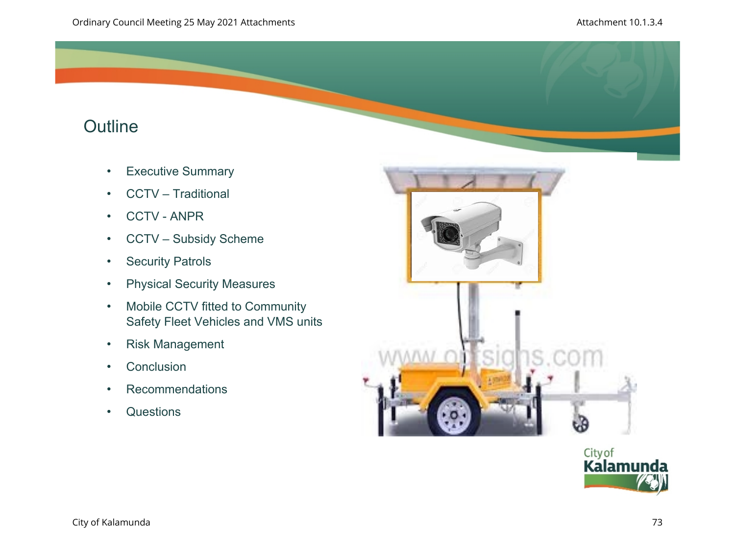# Outline

- Executive Summary
- CCTV – Traditional
- CCTV - ANPR
- CCTV – Subsidy Scheme
- Security Patrols
- Physical Security Measures
- Mobile CCTV fitted to Community Safety Fleet Vehicles and VMS units
- Risk Management
- Conclusion
- Recommendations
- Questions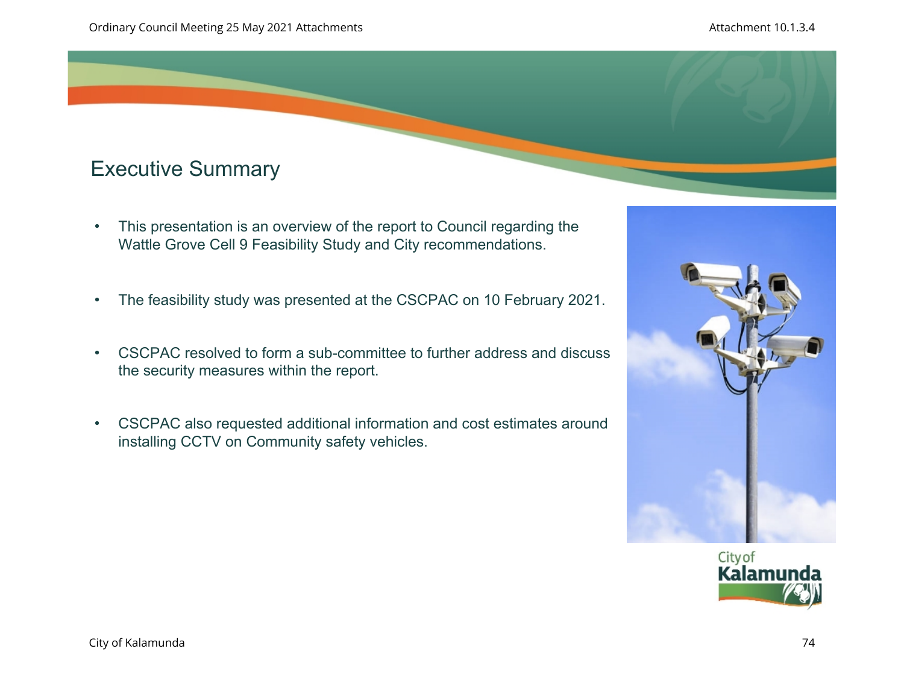# Executive Summary

- This presentation is an overview of the report to Council regarding the Wattle Grove Cell 9 Feasibility Study and City recommendations.
- The feasibility study was presented at the CSCPAC on 10 February 2021.
- CSCPAC resolved to form a sub-committee to further address and discuss the security measures within the report.
- CSCPAC also requested additional information and cost estimates around installing CCTV on Community safety vehicles.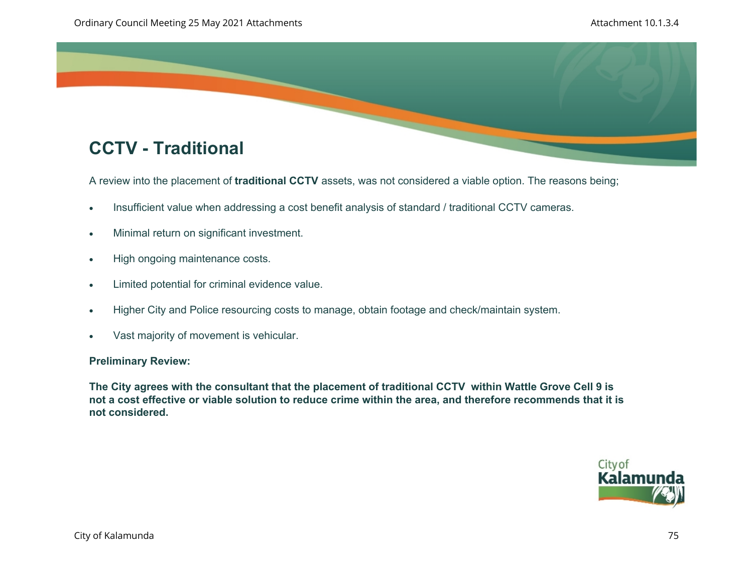# CCTV - Traditional

A review into the placement of **traditional CCTV** assets, was not considered a viable option. The reasons being;

- Insufficient value when addressing a cost benefit analysis of standard / traditional CCTV cameras.
- Minimal return on significant investment.
- High ongoing maintenance costs.
- Limited potential for criminal evidence value.
- Higher City and Police resourcing costs to manage, obtain footage and check/maintain system.
- Vast majority of movement is vehicular.

**Preliminary Review:**

**The City agrees with the consultant that the placement of traditional CCTV within Wattle Grove Cell 9 is not a cost effective or viable solution to reduce crime within the area, and therefore recommends that it is not considered.**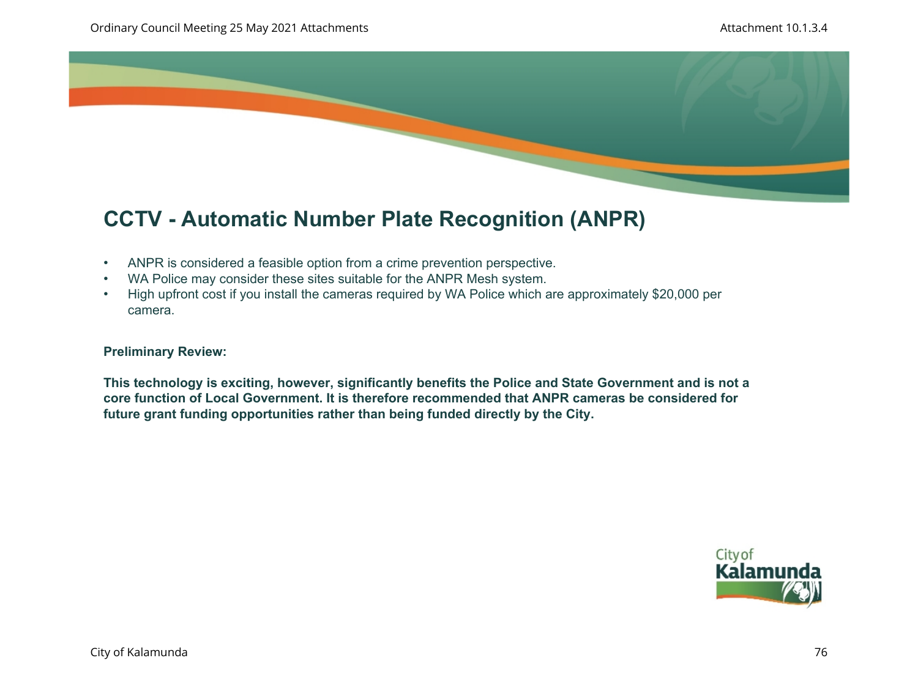# CCTV - Automatic Number Plate Recognition (ANPR)

- ANPR is considered a feasible option from a crime prevention perspective.
- WA Police may consider these sites suitable for the ANPR Mesh system.
- High upfront cost if you install the cameras required by WA Police which are approximately $20,000 per camera.

**Preliminary Review:**

**This technology is exciting, however, significantly benefits the Police and State Government and is not a core function of Local Government. It is therefore recommended that ANPR cameras be considered for future grant funding opportunities rather than being funded directly by the City.**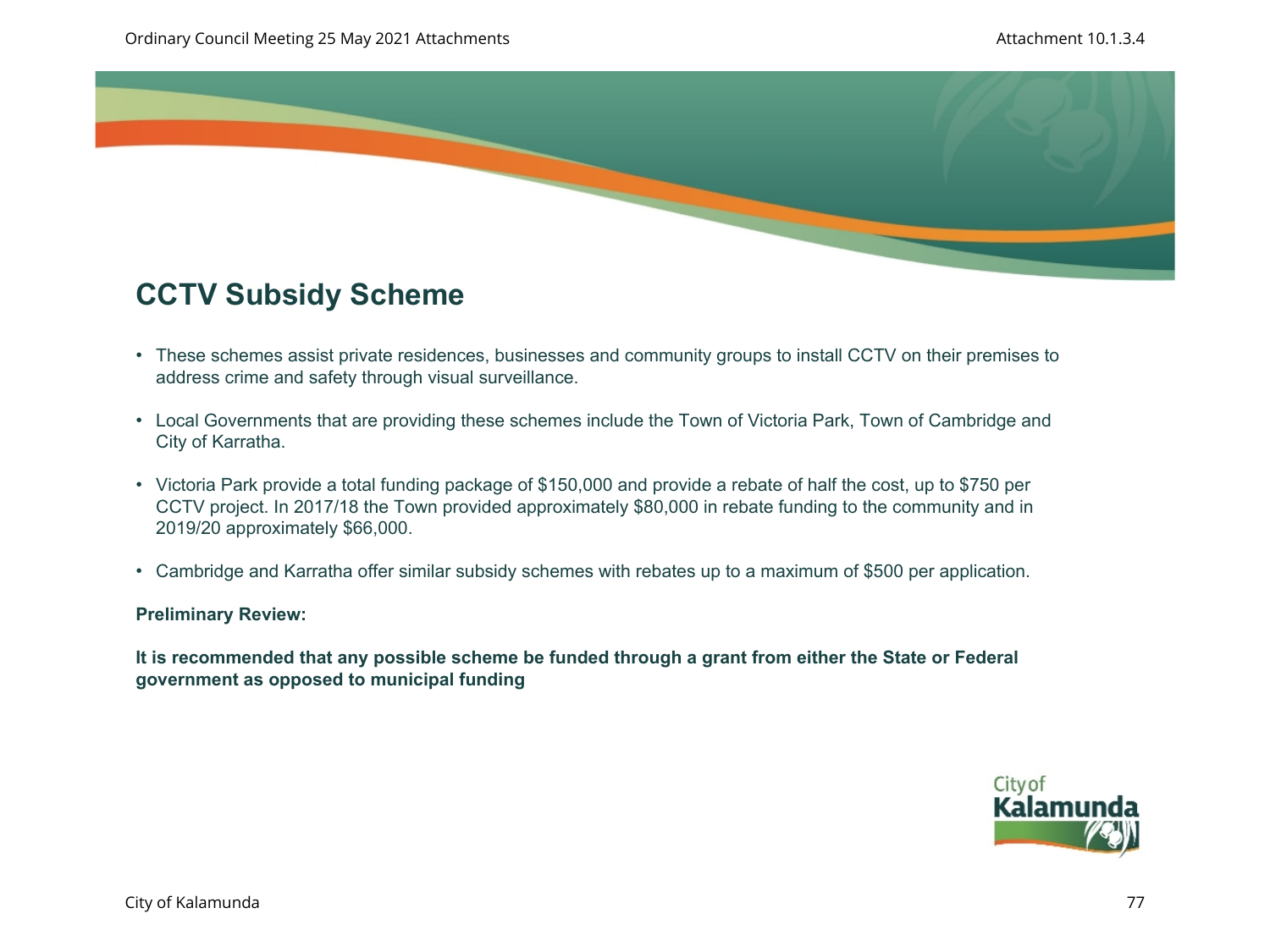# CCTV Subsidy Scheme

- These schemes assist private residences, businesses and community groups to install CCTV on their premises to address crime and safety through visual surveillance.
- Local Governments that are providing these schemes include the Town of Victoria Park, Town of Cambridge and City of Karratha.
- Victoria Park provide a total funding package of $150,000 and provide a rebate of half the cost, up to $750 per CCTV project. In 2017/18 the Town provided approximately $80,000 in rebate funding to the community and in 2019/20 approximately $66,000.
- Cambridge and Karratha offer similar subsidy schemes with rebates up to a maximum of $500 per application.

**Preliminary Review:**

**It is recommended that any possible scheme be funded through a grant from either the State or Federal government as opposed to municipal funding**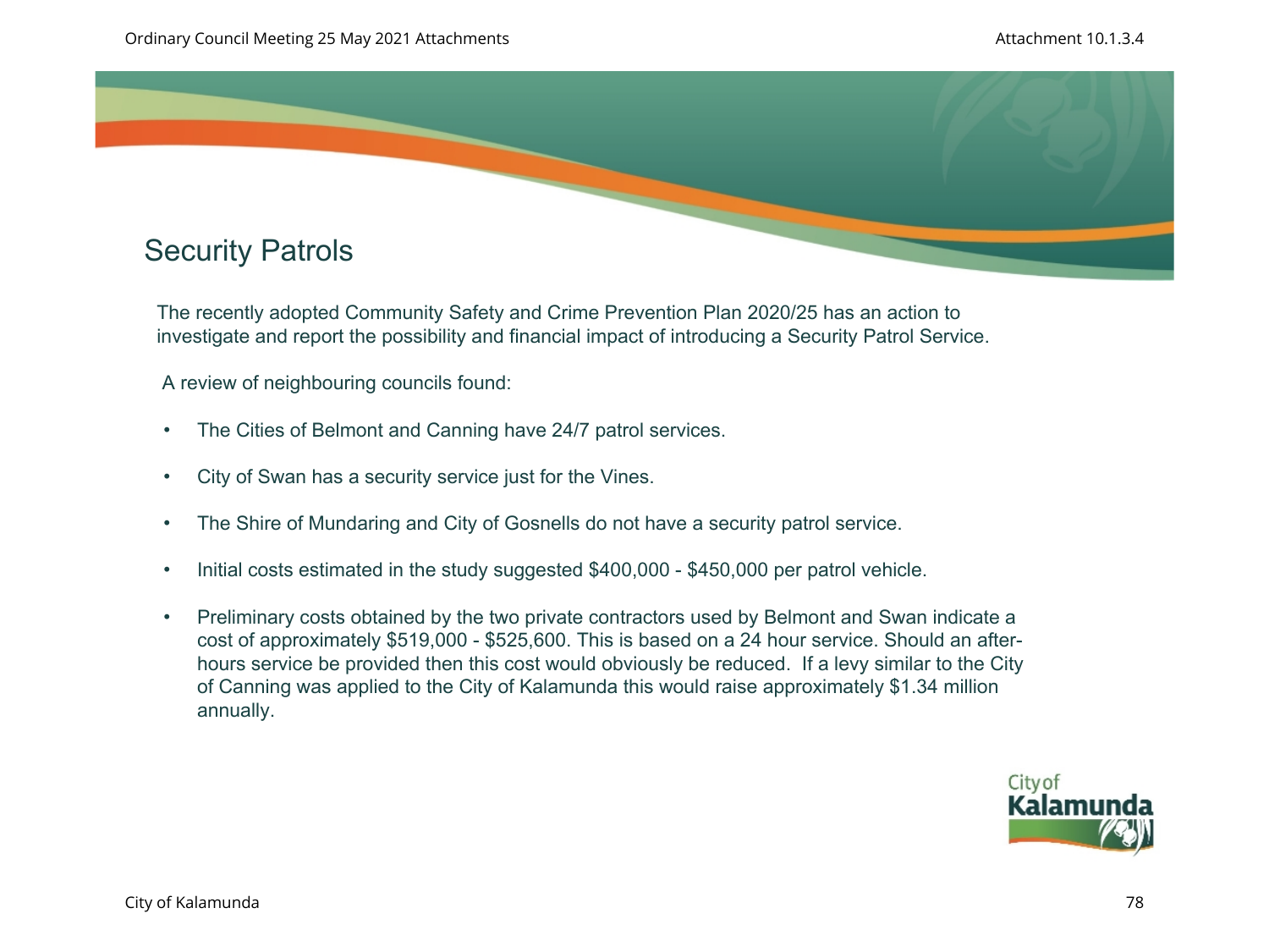## Security Patrols

The recently adopted Community Safety and Crime Prevention Plan 2020/25 has an action to investigate and report the possibility and financial impact of introducing a Security Patrol Service.

A review of neighbouring councils found:

- The Cities of Belmont and Canning have 24/7 patrol services.
- City of Swan has a security service just for the Vines.
- The Shire of Mundaring and City of Gosnells do not have a security patrol service.
- Initial costs estimated in the study suggested $400,000 - $450,000 per patrol vehicle.
- Preliminary costs obtained by the two private contractors used by Belmont and Swan indicate a cost of approximately $519,000 - $525,600. This is based on a 24 hour service. Should an after-hours service be provided then this cost would obviously be reduced. If a levy similar to the City of Canning was applied to the City of Kalamunda this would raise approximately $1.34 million annually.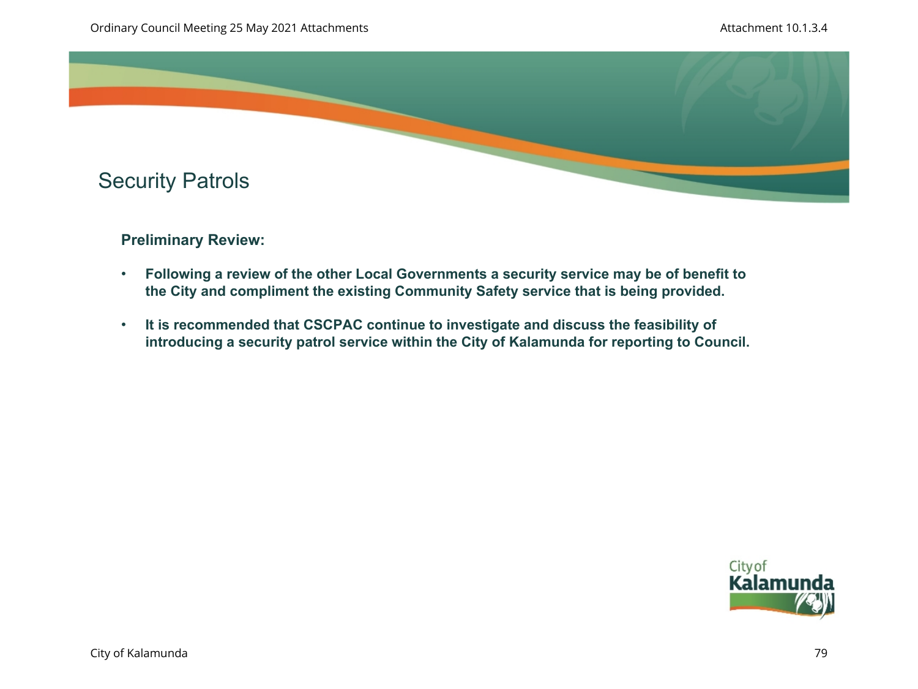# Security Patrols

**Preliminary Review:**

- **Following a review of the other Local Governments a security service may be of benefit to the City and compliment the existing Community Safety service that is being provided.**
- **It is recommended that CSCPAC continue to investigate and discuss the feasibility of introducing a security patrol service within the City of Kalamunda for reporting to Council.**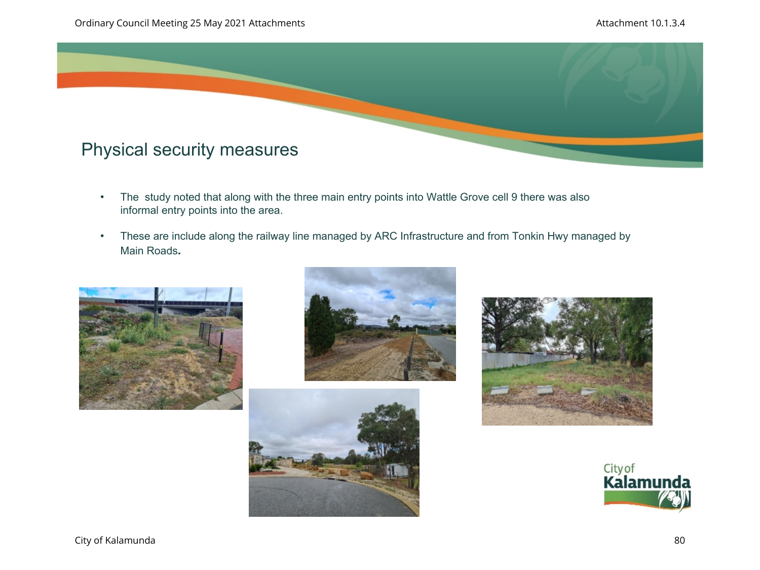# Physical security measures

- The study noted that along with the three main entry points into Wattle Grove cell 9 there was also informal entry points into the area.
- These are include along the railway line managed by ARC Infrastructure and from Tonkin Hwy managed by Main Roads**.**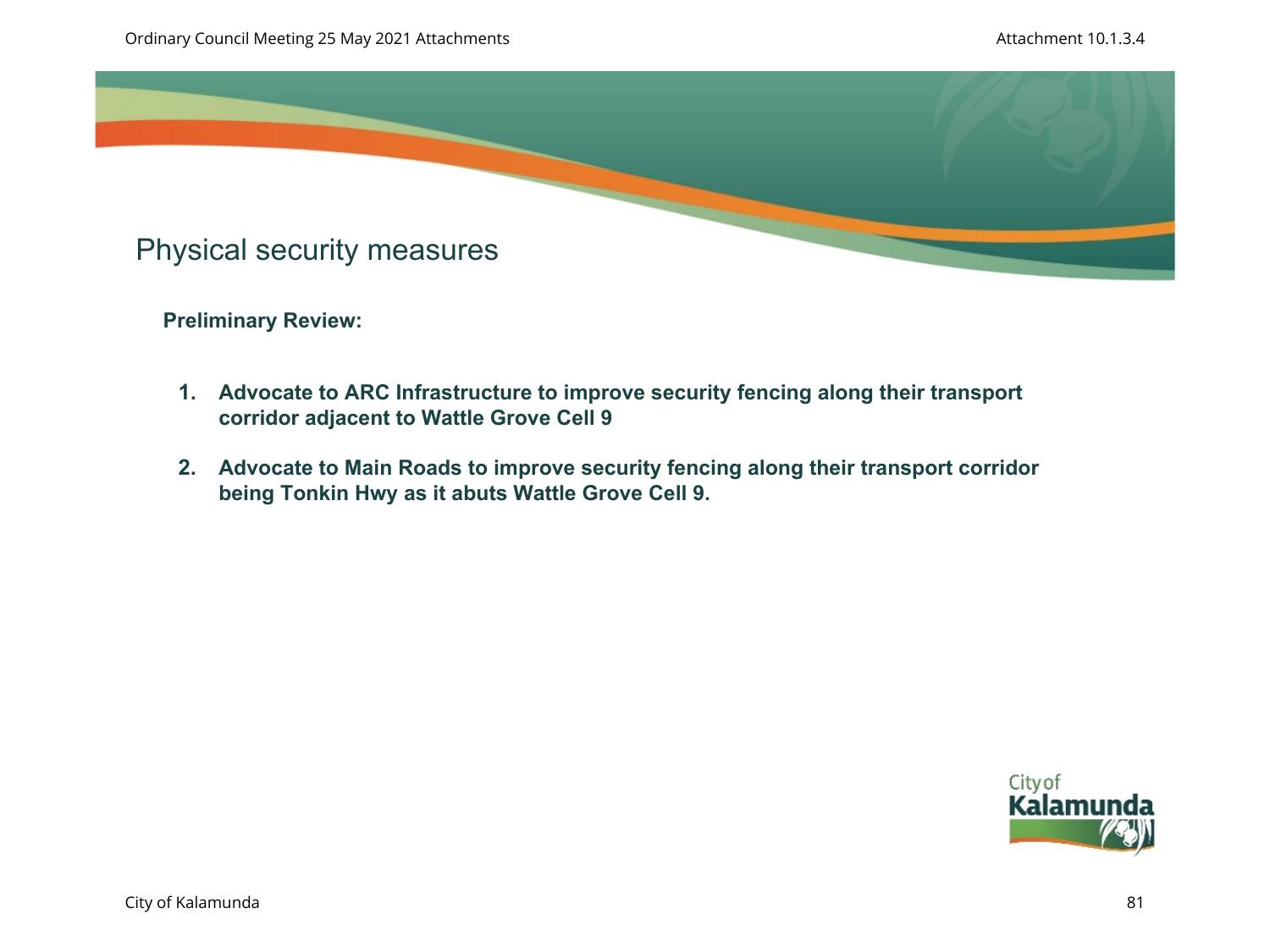# Physical security measures

**Preliminary Review:**

1. **Advocate to ARC Infrastructure to improve security fencing along their transport corridor adjacent to Wattle Grove Cell 9**

2. **Advocate to Main Roads to improve security fencing along their transport corridor being Tonkin Hwy as it abuts Wattle Grove Cell 9.**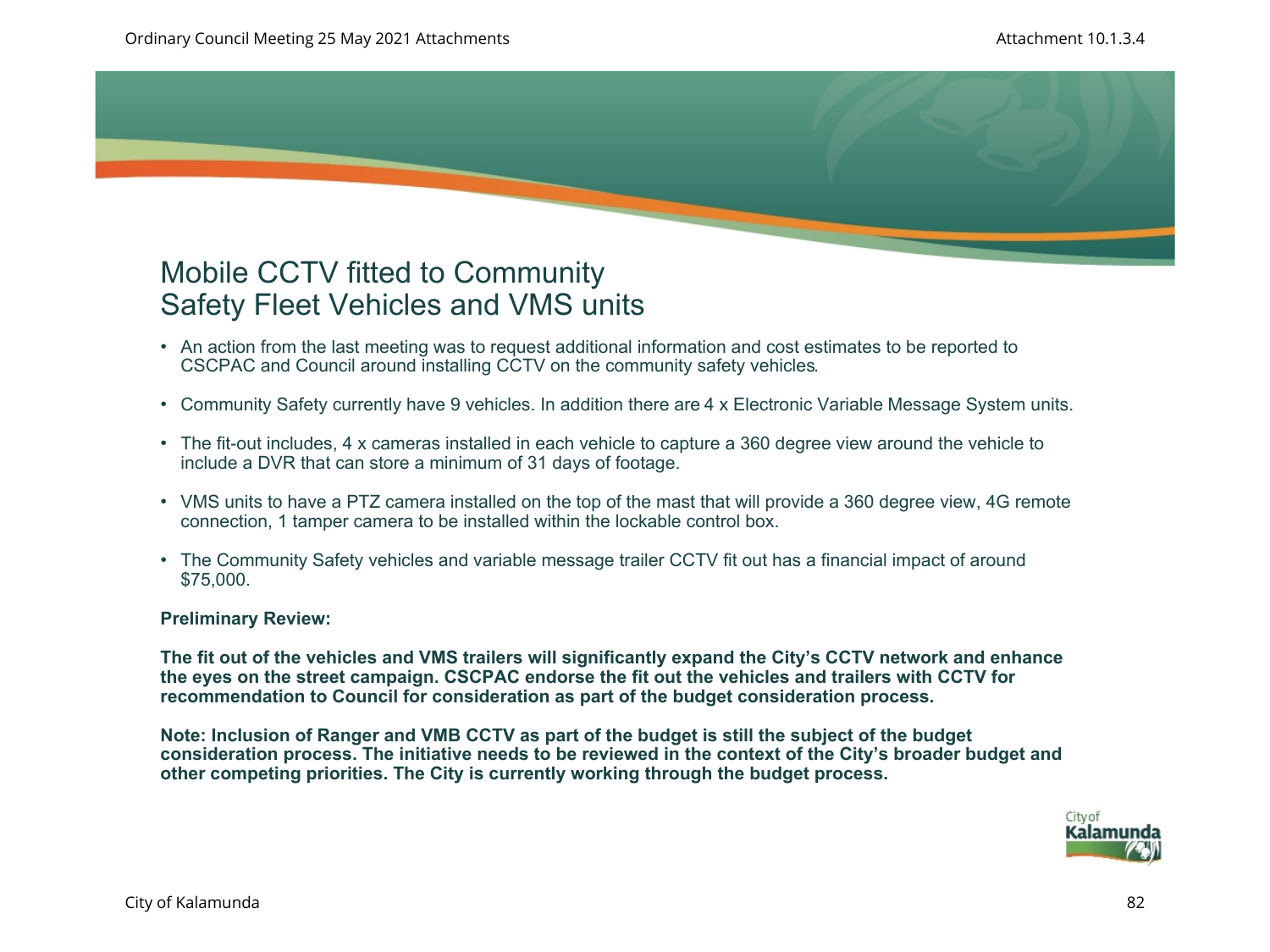# Mobile CCTV fitted to Community Safety Fleet Vehicles and VMS units

- An action from the last meeting was to request additional information and cost estimates to be reported to CSCPAC and Council around installing CCTV on the community safety vehicles.
- Community Safety currently have 9 vehicles. In addition there are 4 x Electronic Variable Message System units.
- The fit-out includes, 4 x cameras installed in each vehicle to capture a 360 degree view around the vehicle to include a DVR that can store a minimum of 31 days of footage.
- VMS units to have a PTZ camera installed on the top of the mast that will provide a 360 degree view, 4G remote connection, 1 tamper camera to be installed within the lockable control box.
- The Community Safety vehicles and variable message trailer CCTV fit out has a financial impact of around $75,000.

**Preliminary Review:**

**The fit out of the vehicles and VMS trailers will significantly expand the City's CCTV network and enhance the eyes on the street campaign. CSCPAC endorse the fit out the vehicles and trailers with CCTV for recommendation to Council for consideration as part of the budget consideration process.**

**Note: Inclusion of Ranger and VMB CCTV as part of the budget is still the subject of the budget consideration process. The initiative needs to be reviewed in the context of the City's broader budget and other competing priorities. The City is currently working through the budget process.**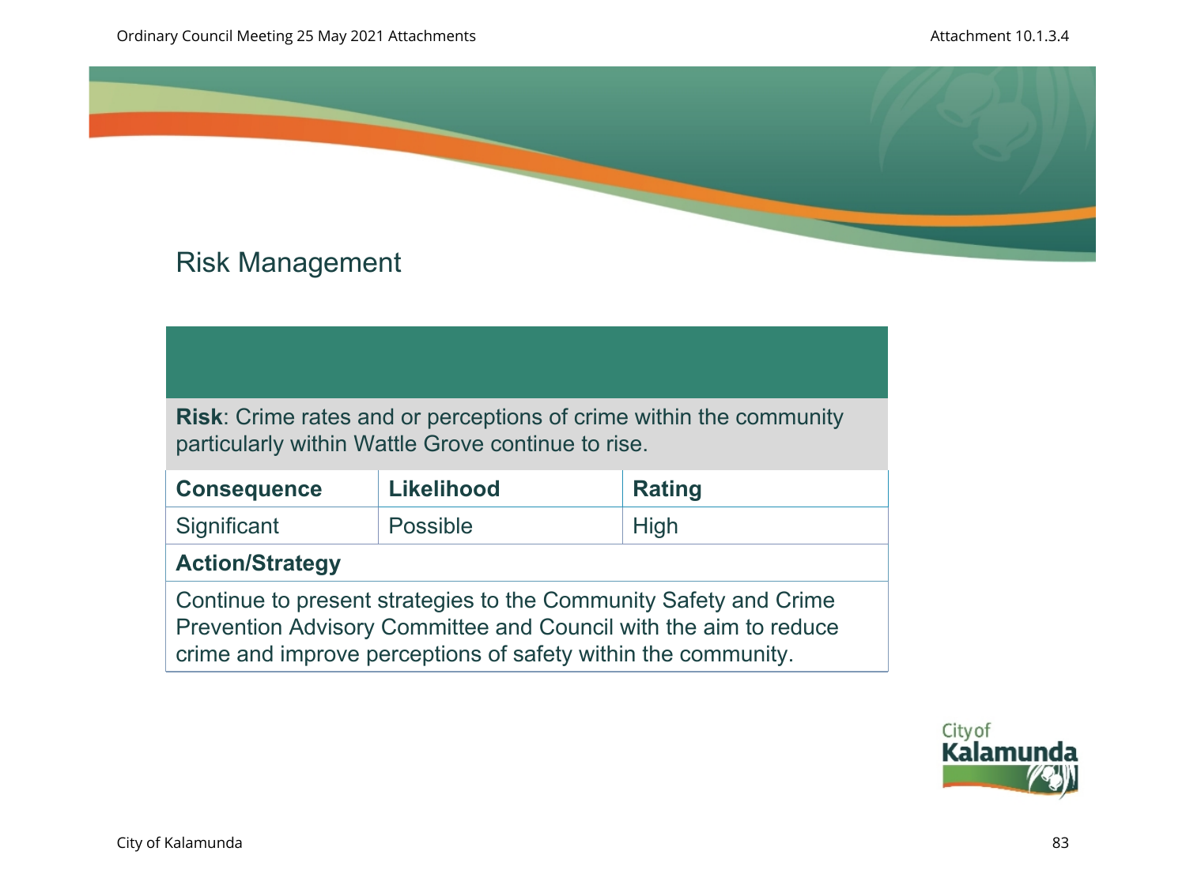# Risk Management

| **Risk**: Crime rates and or perceptions of crime within the community particularly within Wattle Grove continue to rise. | | |
|---|---|---|
| **Consequence** | **Likelihood** | **Rating** |
| Significant | Possible | High |
| **Action/Strategy** | | |
| Continue to present strategies to the Community Safety and Crime Prevention Advisory Committee and Council with the aim to reduce crime and improve perceptions of safety within the community. | | |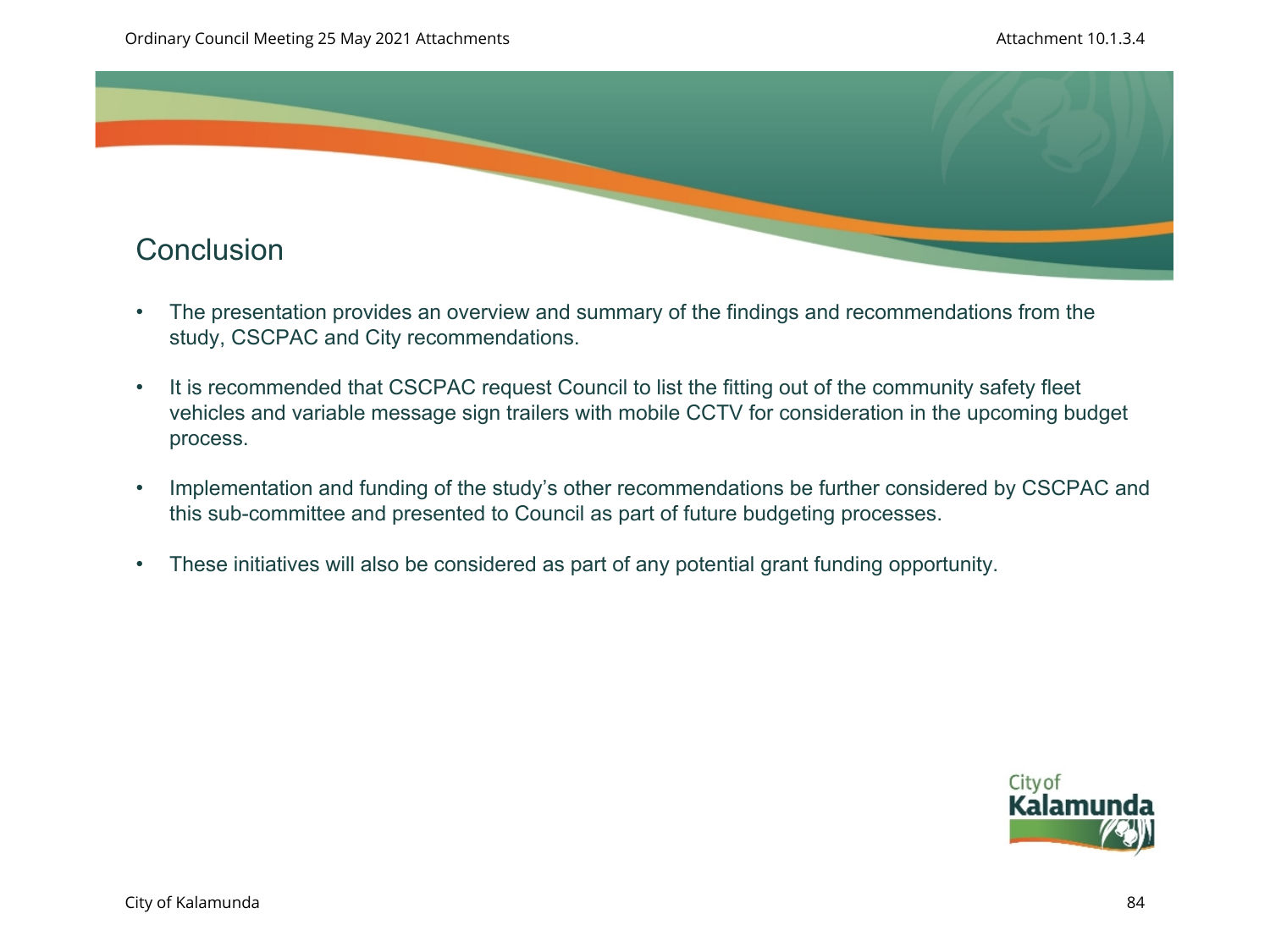# Conclusion

- The presentation provides an overview and summary of the findings and recommendations from the study, CSCPAC and City recommendations.
- It is recommended that CSCPAC request Council to list the fitting out of the community safety fleet vehicles and variable message sign trailers with mobile CCTV for consideration in the upcoming budget process.
- Implementation and funding of the study's other recommendations be further considered by CSCPAC and this sub-committee and presented to Council as part of future budgeting processes.
- These initiatives will also be considered as part of any potential grant funding opportunity.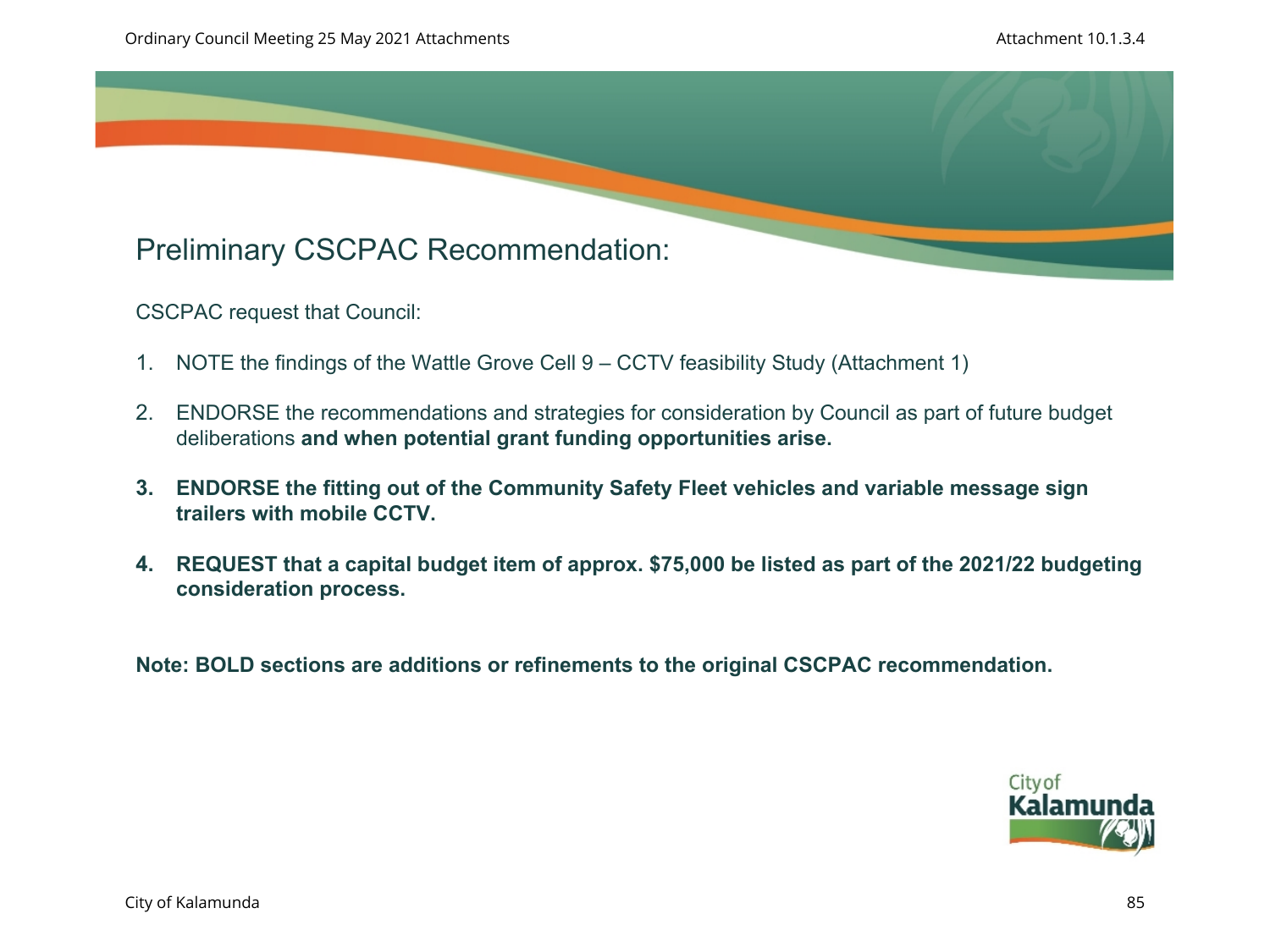## Preliminary CSCPAC Recommendation:

CSCPAC request that Council:

1. NOTE the findings of the Wattle Grove Cell 9 – CCTV feasibility Study (Attachment 1)

2. ENDORSE the recommendations and strategies for consideration by Council as part of future budget deliberations **and when potential grant funding opportunities arise.**

3. **ENDORSE the fitting out of the Community Safety Fleet vehicles and variable message sign trailers with mobile CCTV.**

4. **REQUEST that a capital budget item of approx. $75,000 be listed as part of the 2021/22 budgeting consideration process.**

**Note: BOLD sections are additions or refinements to the original CSCPAC recommendation.**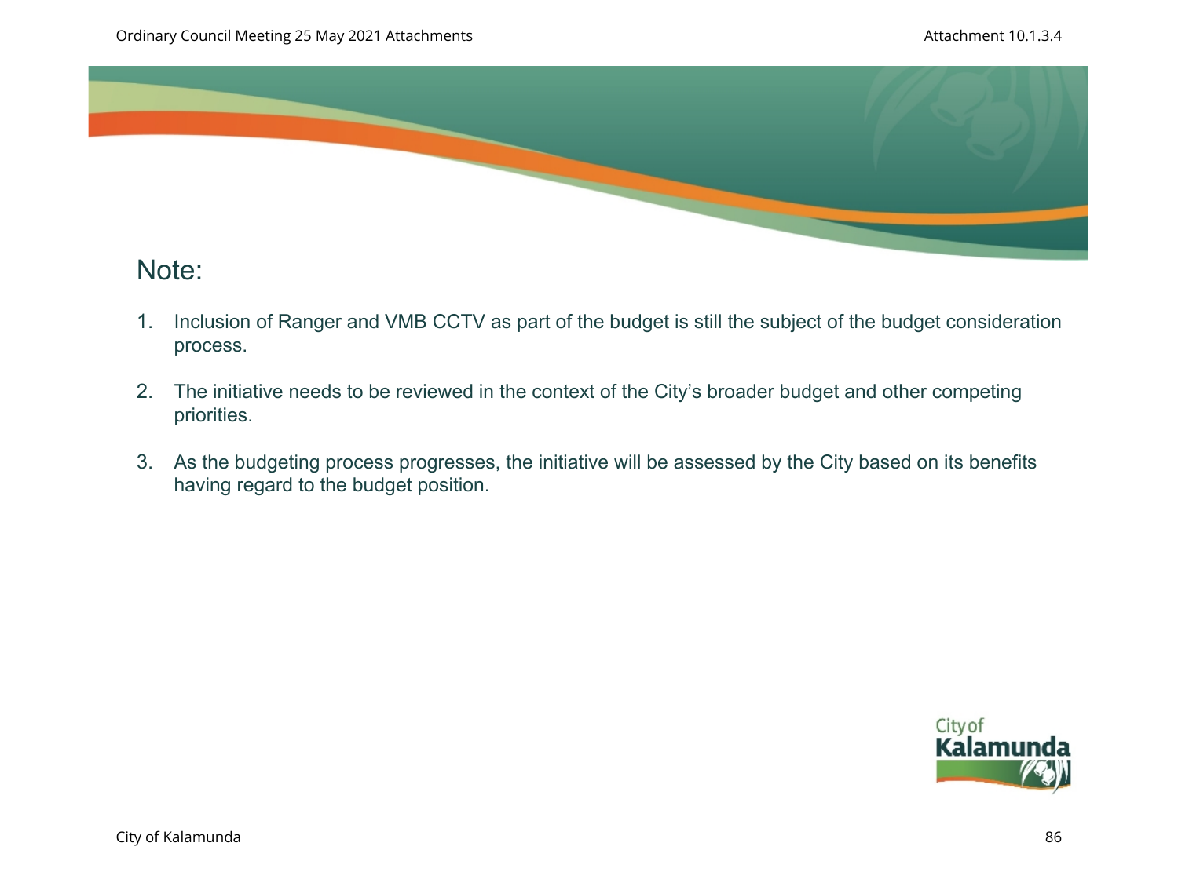## Note:

1. Inclusion of Ranger and VMB CCTV as part of the budget is still the subject of the budget consideration process.
2. The initiative needs to be reviewed in the context of the City's broader budget and other competing priorities.
3. As the budgeting process progresses, the initiative will be assessed by the City based on its benefits having regard to the budget position.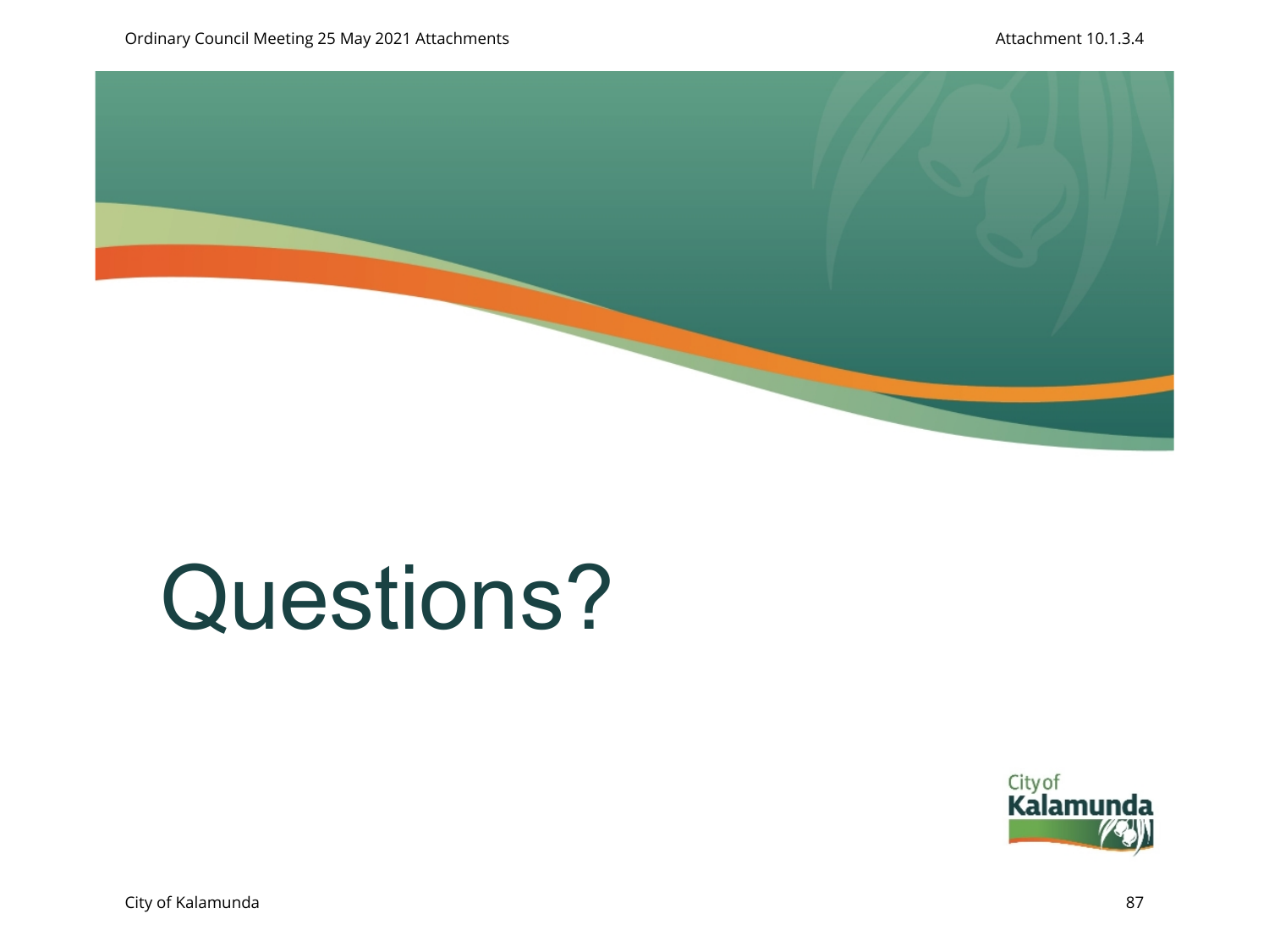# Questions?